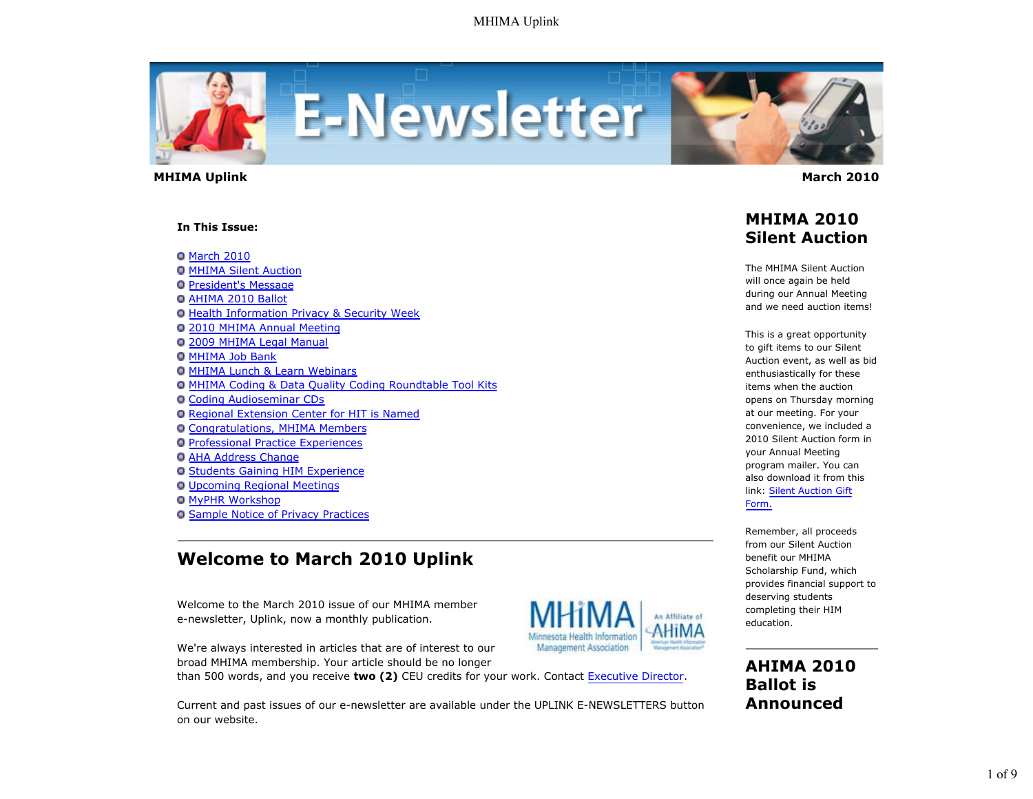**MHIMA Uplink** **March 2010**

**In This Issue:**

- March 2010
- MHIMA Silent Auction
- President's Message
- AHIMA 2010 Ballot
- Health Information Privacy & Security Week
- 2010 MHIMA Annual Meeting
- 2009 MHIMA Legal Manual
- MHIMA Job Bank
- MHIMA Lunch & Learn Webinars
- MHIMA Coding & Data Quality Coding Roundtable Tool Kits
- Coding Audioseminar CDs
- Regional Extension Center for HIT is Named
- Congratulations, MHIMA Members
- Professional Practice Experiences
- AHA Address Change
- Students Gaining HIM Experience
- Upcoming Regional Meetings
- MyPHR Workshop
- Sample Notice of Privacy Practices

---

## Welcome to March 2010 Uplink

Welcome to the March 2010 issue of our MHIMA member e-newsletter, Uplink, now a monthly publication.

We're always interested in articles that are of interest to our broad MHIMA membership. Your article should be no longer than 500 words, and you receive **two (2)** CEU credits for your work. Contact Executive Director.

Current and past issues of our e-newsletter are available under the UPLINK E-NEWSLETTERS button on our website.

## MHIMA 2010 Silent Auction

The MHIMA Silent Auction will once again be held during our Annual Meeting and we need auction items!

This is a great opportunity to gift items to our Silent Auction event, as well as bid enthusiastically for these items when the auction opens on Thursday morning at our meeting. For your convenience, we included a 2010 Silent Auction form in your Annual Meeting program mailer. You can also download it from this link: Silent Auction Gift Form.

Remember, all proceeds from our Silent Auction benefit our MHIMA Scholarship Fund, which provides financial support to deserving students completing their HIM education.

---

## AHIMA 2010 Ballot is Announced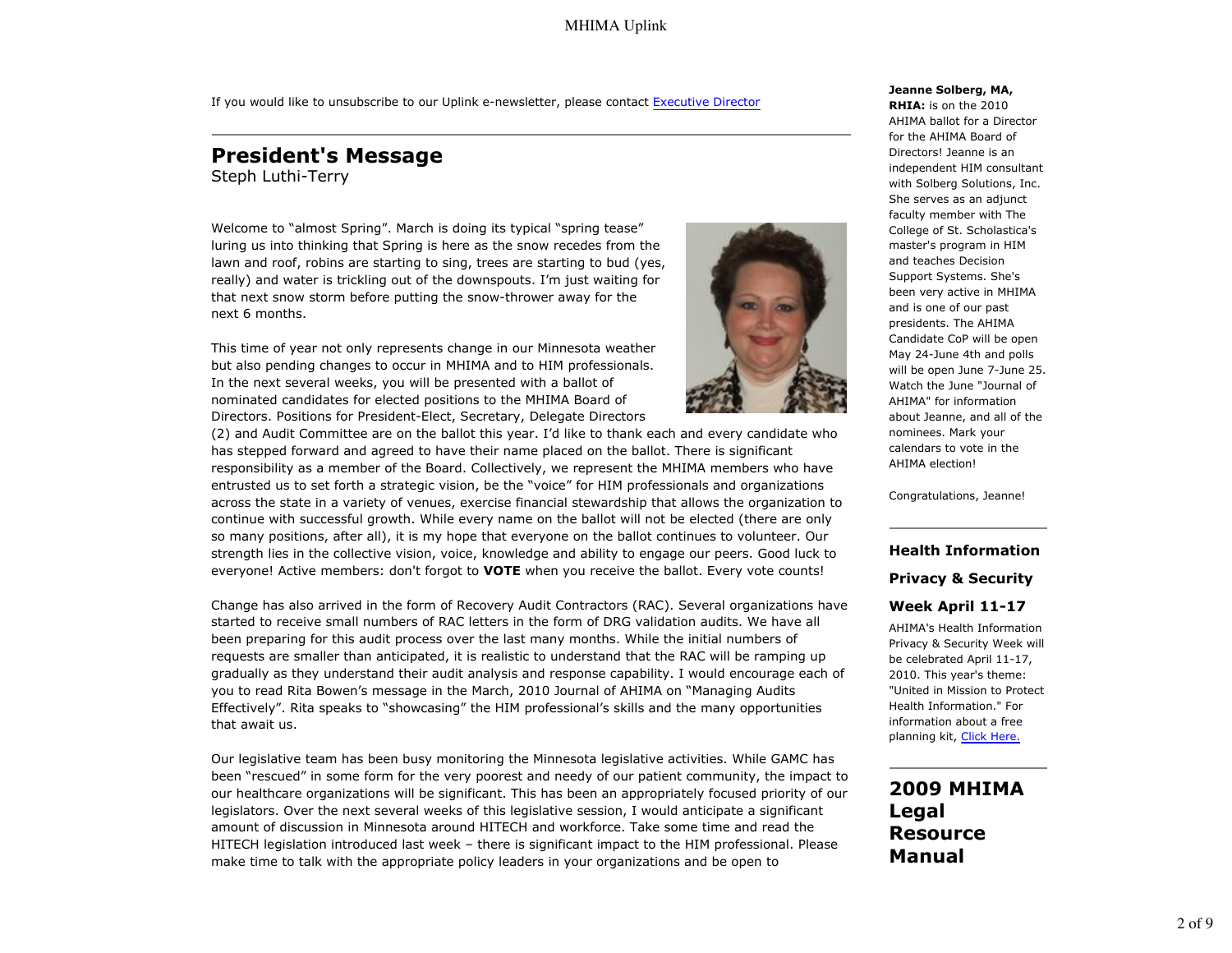If you would like to unsubscribe to our Uplink e-newsletter, please contact Executive Director

## President's Message

Steph Luthi-Terry

Welcome to "almost Spring". March is doing its typical "spring tease" luring us into thinking that Spring is here as the snow recedes from the lawn and roof, robins are starting to sing, trees are starting to bud (yes, really) and water is trickling out of the downspouts. I'm just waiting for that next snow storm before putting the snow-thrower away for the next 6 months.

This time of year not only represents change in our Minnesota weather but also pending changes to occur in MHIMA and to HIM professionals. In the next several weeks, you will be presented with a ballot of nominated candidates for elected positions to the MHIMA Board of Directors. Positions for President-Elect, Secretary, Delegate Directors (2) and Audit Committee are on the ballot this year. I'd like to thank each and every candidate who has stepped forward and agreed to have their name placed on the ballot. There is significant responsibility as a member of the Board. Collectively, we represent the MHIMA members who have entrusted us to set forth a strategic vision, be the "voice" for HIM professionals and organizations across the state in a variety of venues, exercise financial stewardship that allows the organization to continue with successful growth. While every name on the ballot will not be elected (there are only so many positions, after all), it is my hope that everyone on the ballot continues to volunteer. Our strength lies in the collective vision, voice, knowledge and ability to engage our peers. Good luck to everyone! Active members: don't forgot to **VOTE** when you receive the ballot. Every vote counts!

Change has also arrived in the form of Recovery Audit Contractors (RAC). Several organizations have started to receive small numbers of RAC letters in the form of DRG validation audits. We have all been preparing for this audit process over the last many months. While the initial numbers of requests are smaller than anticipated, it is realistic to understand that the RAC will be ramping up gradually as they understand their audit analysis and response capability. I would encourage each of you to read Rita Bowen's message in the March, 2010 Journal of AHIMA on "Managing Audits Effectively". Rita speaks to "showcasing" the HIM professional's skills and the many opportunities that await us.

Our legislative team has been busy monitoring the Minnesota legislative activities. While GAMC has been "rescued" in some form for the very poorest and needy of our patient community, the impact to our healthcare organizations will be significant. This has been an appropriately focused priority of our legislators. Over the next several weeks of this legislative session, I would anticipate a significant amount of discussion in Minnesota around HITECH and workforce. Take some time and read the HITECH legislation introduced last week – there is significant impact to the HIM professional. Please make time to talk with the appropriate policy leaders in your organizations and be open to

**Jeanne Solberg, MA, RHIA:** is on the 2010 AHIMA ballot for a Director for the AHIMA Board of Directors! Jeanne is an independent HIM consultant with Solberg Solutions, Inc. She serves as an adjunct faculty member with The College of St. Scholastica's master's program in HIM and teaches Decision Support Systems. She's been very active in MHIMA and is one of our past presidents. The AHIMA Candidate CoP will be open May 24-June 4th and polls will be open June 7-June 25. Watch the June "Journal of AHIMA" for information about Jeanne, and all of the nominees. Mark your calendars to vote in the AHIMA election!

Congratulations, Jeanne!

### Health Information Privacy & Security Week April 11-17

AHIMA's Health Information Privacy & Security Week will be celebrated April 11-17, 2010. This year's theme: "United in Mission to Protect Health Information." For information about a free planning kit, Click Here.

## 2009 MHIMA Legal Resource Manual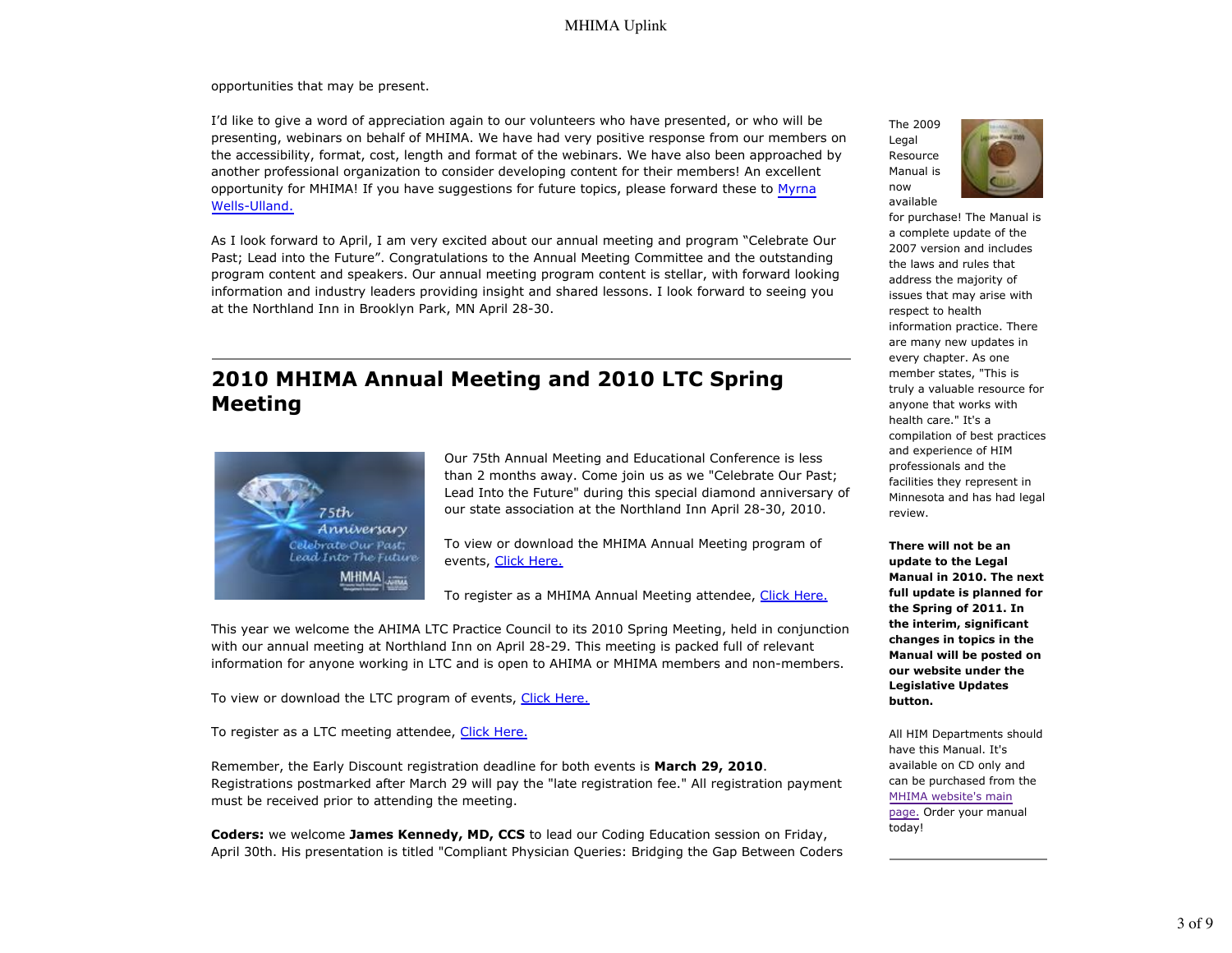opportunities that may be present.

I'd like to give a word of appreciation again to our volunteers who have presented, or who will be presenting, webinars on behalf of MHIMA. We have had very positive response from our members on the accessibility, format, cost, length and format of the webinars. We have also been approached by another professional organization to consider developing content for their members! An excellent opportunity for MHIMA! If you have suggestions for future topics, please forward these to Myrna Wells-Ulland.

As I look forward to April, I am very excited about our annual meeting and program "Celebrate Our Past; Lead into the Future". Congratulations to the Annual Meeting Committee and the outstanding program content and speakers. Our annual meeting program content is stellar, with forward looking information and industry leaders providing insight and shared lessons. I look forward to seeing you at the Northland Inn in Brooklyn Park, MN April 28-30.

## 2010 MHIMA Annual Meeting and 2010 LTC Spring Meeting

Our 75th Annual Meeting and Educational Conference is less than 2 months away. Come join us as we "Celebrate Our Past; Lead Into the Future" during this special diamond anniversary of our state association at the Northland Inn April 28-30, 2010.

To view or download the MHIMA Annual Meeting program of events, Click Here.

To register as a MHIMA Annual Meeting attendee, Click Here.

This year we welcome the AHIMA LTC Practice Council to its 2010 Spring Meeting, held in conjunction with our annual meeting at Northland Inn on April 28-29. This meeting is packed full of relevant information for anyone working in LTC and is open to AHIMA or MHIMA members and non-members.

To view or download the LTC program of events, Click Here.

To register as a LTC meeting attendee, Click Here.

Remember, the Early Discount registration deadline for both events is **March 29, 2010**. Registrations postmarked after March 29 will pay the "late registration fee." All registration payment must be received prior to attending the meeting.

**Coders:** we welcome **James Kennedy, MD, CCS** to lead our Coding Education session on Friday, April 30th. His presentation is titled "Compliant Physician Queries: Bridging the Gap Between Coders

---

The 2009 Legal Resource Manual is now available for purchase! The Manual is a complete update of the 2007 version and includes the laws and rules that address the majority of issues that may arise with respect to health information practice. There are many new updates in every chapter. As one member states, "This is truly a valuable resource for anyone that works with health care." It's a compilation of best practices and experience of HIM professionals and the facilities they represent in Minnesota and has had legal review.

**There will not be an update to the Legal Manual in 2010. The next full update is planned for the Spring of 2011. In the interim, significant changes in topics in the Manual will be posted on our website under the Legislative Updates button.**

All HIM Departments should have this Manual. It's available on CD only and can be purchased from the MHIMA website's main page. Order your manual today!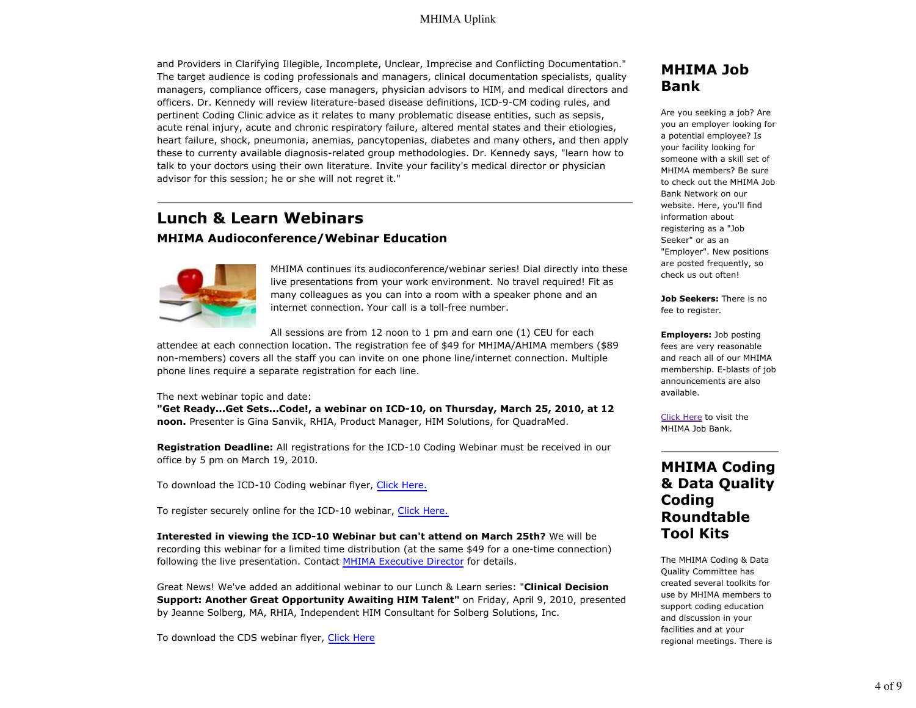and Providers in Clarifying Illegible, Incomplete, Unclear, Imprecise and Conflicting Documentation." The target audience is coding professionals and managers, clinical documentation specialists, quality managers, compliance officers, case managers, physician advisors to HIM, and medical directors and officers. Dr. Kennedy will review literature-based disease definitions, ICD-9-CM coding rules, and pertinent Coding Clinic advice as it relates to many problematic disease entities, such as sepsis, acute renal injury, acute and chronic respiratory failure, altered mental states and their etiologies, heart failure, shock, pneumonia, anemias, pancytopenias, diabetes and many others, and then apply these to currently available diagnosis-related group methodologies. Dr. Kennedy says, "learn how to talk to your doctors using their own literature. Invite your facility's medical director or physician advisor for this session; he or she will not regret it."

## Lunch & Learn Webinars

### MHIMA Audioconference/Webinar Education

MHIMA continues its audioconference/webinar series! Dial directly into these live presentations from your work environment. No travel required! Fit as many colleagues as you can into a room with a speaker phone and an internet connection. Your call is a toll-free number.

All sessions are from 12 noon to 1 pm and earn one (1) CEU for each attendee at each connection location. The registration fee of $49 for MHIMA/AHIMA members ($89 non-members) covers all the staff you can invite on one phone line/internet connection. Multiple phone lines require a separate registration for each line.

The next webinar topic and date:
**"Get Ready...Get Sets...Code!, a webinar on ICD-10, on Thursday, March 25, 2010, at 12 noon.** Presenter is Gina Sanvik, RHIA, Product Manager, HIM Solutions, for QuadraMed.

**Registration Deadline:** All registrations for the ICD-10 Coding Webinar must be received in our office by 5 pm on March 19, 2010.

To download the ICD-10 Coding webinar flyer, Click Here.

To register securely online for the ICD-10 webinar, Click Here.

**Interested in viewing the ICD-10 Webinar but can't attend on March 25th?** We will be recording this webinar for a limited time distribution (at the same $49 for a one-time connection) following the live presentation. Contact MHIMA Executive Director for details.

Great News! We've added an additional webinar to our Lunch & Learn series: "**Clinical Decision Support: Another Great Opportunity Awaiting HIM Talent"** on Friday, April 9, 2010, presented by Jeanne Solberg, MA, RHIA, Independent HIM Consultant for Solberg Solutions, Inc.

To download the CDS webinar flyer, Click Here

## MHIMA Job Bank

Are you seeking a job? Are you an employer looking for a potential employee? Is your facility looking for someone with a skill set of MHIMA members? Be sure to check out the MHIMA Job Bank Network on our website. Here, you'll find information about registering as a "Job Seeker" or as an "Employer". New positions are posted frequently, so check us out often!

**Job Seekers:** There is no fee to register.

**Employers:** Job posting fees are very reasonable and reach all of our MHIMA membership. E-blasts of job announcements are also available.

Click Here to visit the MHIMA Job Bank.

## MHIMA Coding & Data Quality Coding Roundtable Tool Kits

The MHIMA Coding & Data Quality Committee has created several toolkits for use by MHIMA members to support coding education and discussion in your facilities and at your regional meetings. There is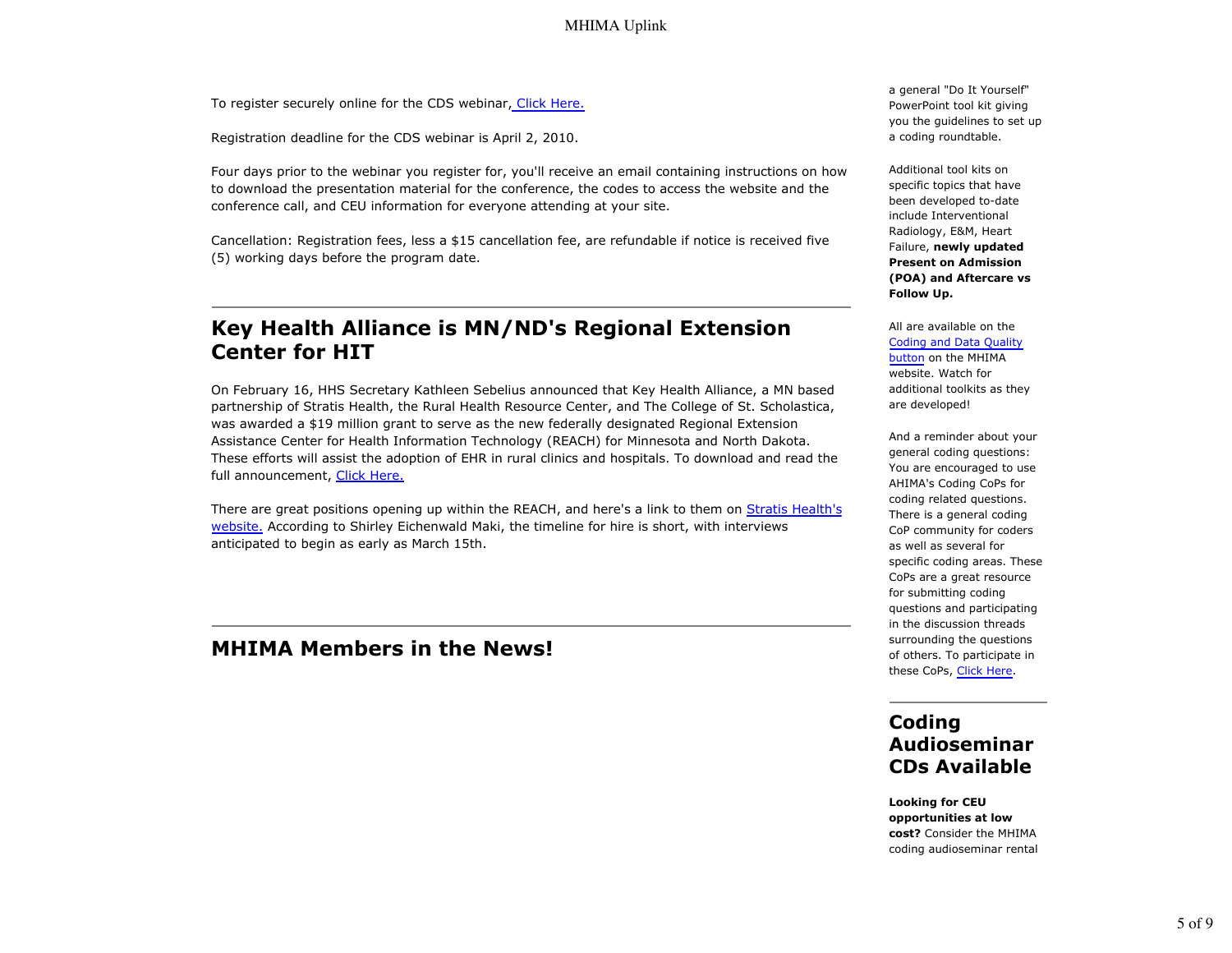To register securely online for the CDS webinar, Click Here.

Registration deadline for the CDS webinar is April 2, 2010.

Four days prior to the webinar you register for, you'll receive an email containing instructions on how to download the presentation material for the conference, the codes to access the website and the conference call, and CEU information for everyone attending at your site.

Cancellation: Registration fees, less a $15 cancellation fee, are refundable if notice is received five (5) working days before the program date.

## Key Health Alliance is MN/ND's Regional Extension Center for HIT

On February 16, HHS Secretary Kathleen Sebelius announced that Key Health Alliance, a MN based partnership of Stratis Health, the Rural Health Resource Center, and The College of St. Scholastica, was awarded a $19 million grant to serve as the new federally designated Regional Extension Assistance Center for Health Information Technology (REACH) for Minnesota and North Dakota. These efforts will assist the adoption of EHR in rural clinics and hospitals. To download and read the full announcement, Click Here.

There are great positions opening up within the REACH, and here's a link to them on Stratis Health's website. According to Shirley Eichenwald Maki, the timeline for hire is short, with interviews anticipated to begin as early as March 15th.

## MHIMA Members in the News!

a general "Do It Yourself" PowerPoint tool kit giving you the guidelines to set up a coding roundtable.

Additional tool kits on specific topics that have been developed to-date include Interventional Radiology, E&M, Heart Failure, **newly updated Present on Admission (POA) and Aftercare vs Follow Up.**

All are available on the Coding and Data Quality button on the MHIMA website. Watch for additional toolkits as they are developed!

And a reminder about your general coding questions: You are encouraged to use AHIMA's Coding CoPs for coding related questions. There is a general coding CoP community for coders as well as several for specific coding areas. These CoPs are a great resource for submitting coding questions and participating in the discussion threads surrounding the questions of others. To participate in these CoPs, Click Here.

## Coding Audioseminar CDs Available

**Looking for CEU opportunities at low cost?** Consider the MHIMA coding audioseminar rental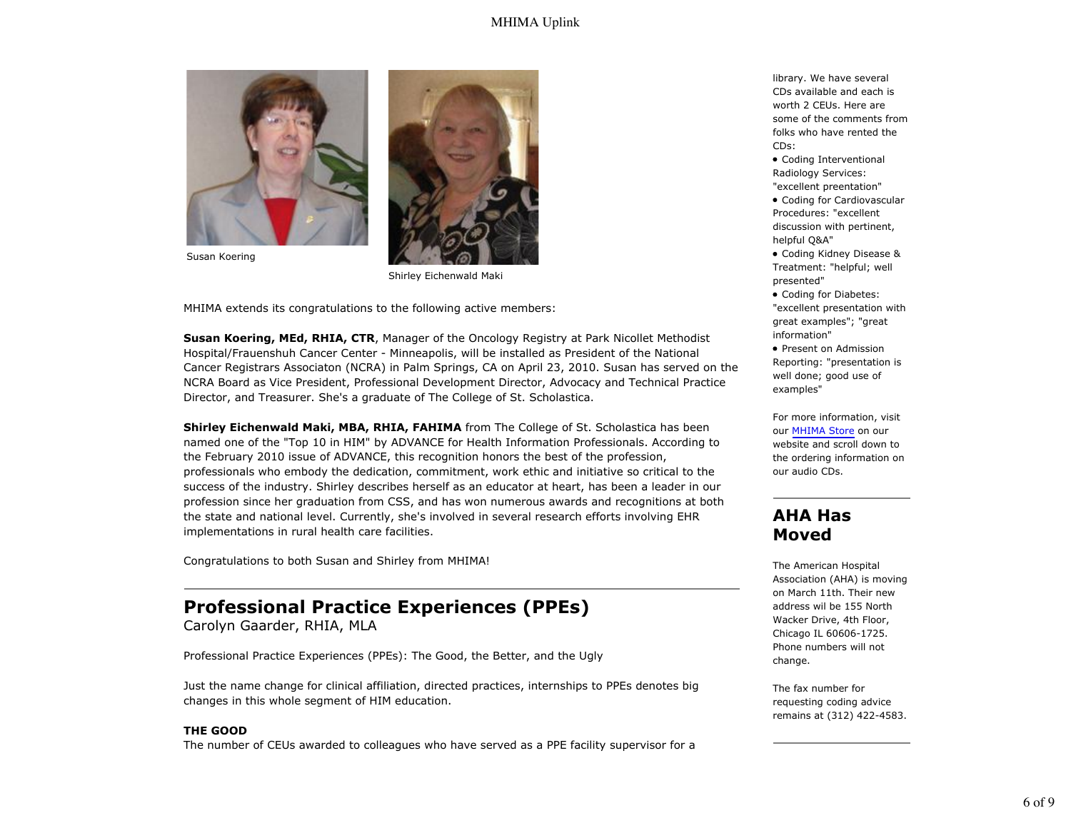Susan Koering

Shirley Eichenwald Maki

MHIMA extends its congratulations to the following active members:

**Susan Koering, MEd, RHIA, CTR**, Manager of the Oncology Registry at Park Nicollet Methodist Hospital/Frauenshuh Cancer Center - Minneapolis, will be installed as President of the National Cancer Registrars Associaton (NCRA) in Palm Springs, CA on April 23, 2010. Susan has served on the NCRA Board as Vice President, Professional Development Director, Advocacy and Technical Practice Director, and Treasurer. She's a graduate of The College of St. Scholastica.

**Shirley Eichenwald Maki, MBA, RHIA, FAHIMA** from The College of St. Scholastica has been named one of the "Top 10 in HIM" by ADVANCE for Health Information Professionals. According to the February 2010 issue of ADVANCE, this recognition honors the best of the profession, professionals who embody the dedication, commitment, work ethic and initiative so critical to the success of the industry. Shirley describes herself as an educator at heart, has been a leader in our profession since her graduation from CSS, and has won numerous awards and recognitions at both the state and national level. Currently, she's involved in several research efforts involving EHR implementations in rural health care facilities.

Congratulations to both Susan and Shirley from MHIMA!

## Professional Practice Experiences (PPEs)

Carolyn Gaarder, RHIA, MLA

Professional Practice Experiences (PPEs): The Good, the Better, and the Ugly

Just the name change for clinical affiliation, directed practices, internships to PPEs denotes big changes in this whole segment of HIM education.

**THE GOOD**

The number of CEUs awarded to colleagues who have served as a PPE facility supervisor for a

library. We have several CDs available and each is worth 2 CEUs. Here are some of the comments from folks who have rented the CDs:

- Coding Interventional Radiology Services: "excellent preentation"
- Coding for Cardiovascular Procedures: "excellent discussion with pertinent, helpful Q&A"
- Coding Kidney Disease & Treatment: "helpful; well presented"
- Coding for Diabetes: "excellent presentation with great examples"; "great information"
- Present on Admission Reporting: "presentation is well done; good use of examples"

For more information, visit our MHIMA Store on our website and scroll down to the ordering information on our audio CDs.

## AHA Has Moved

The American Hospital Association (AHA) is moving on March 11th. Their new address wil be 155 North Wacker Drive, 4th Floor, Chicago IL 60606-1725. Phone numbers will not change.

The fax number for requesting coding advice remains at (312) 422-4583.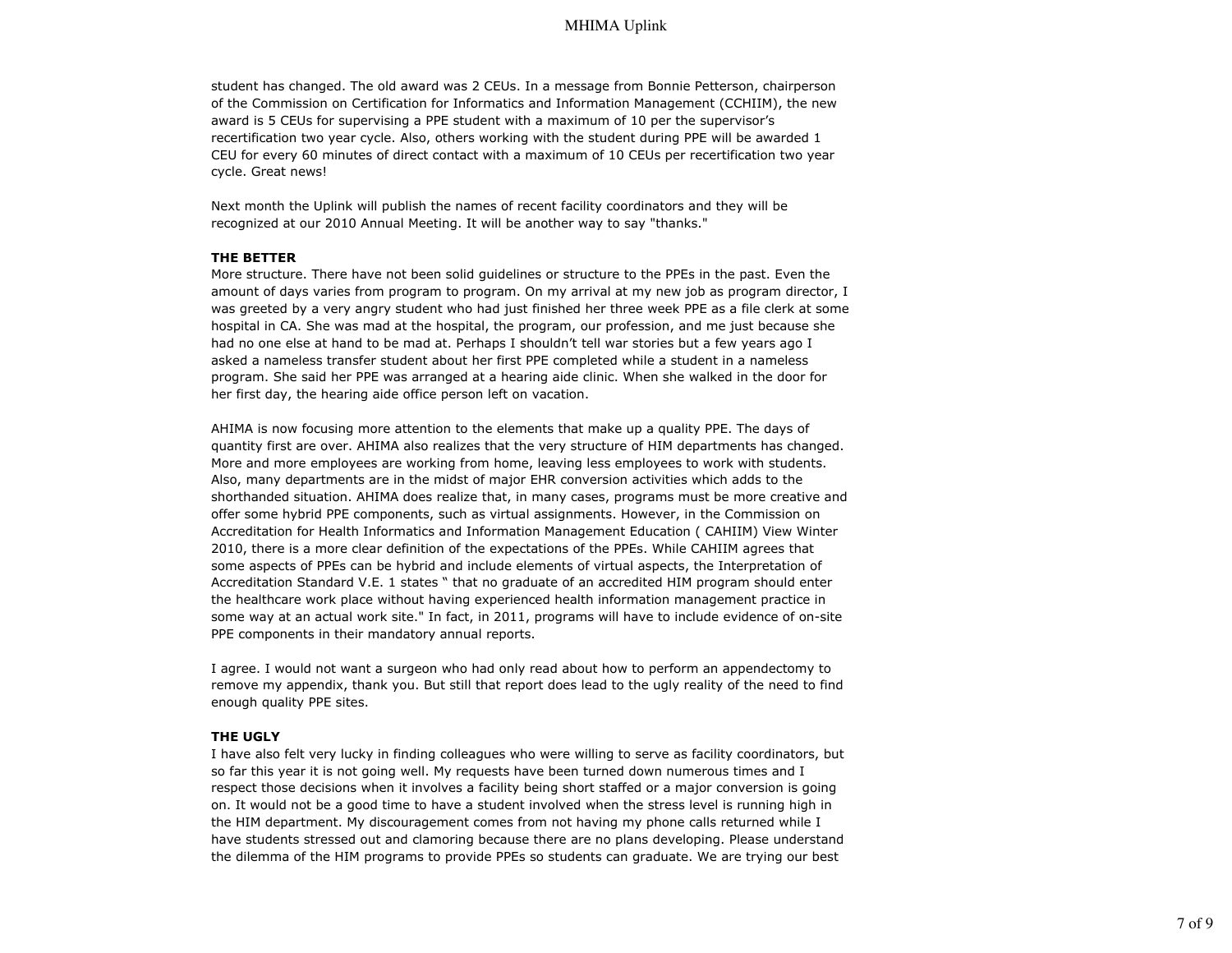student has changed. The old award was 2 CEUs. In a message from Bonnie Petterson, chairperson of the Commission on Certification for Informatics and Information Management (CCHIIM), the new award is 5 CEUs for supervising a PPE student with a maximum of 10 per the supervisor's recertification two year cycle. Also, others working with the student during PPE will be awarded 1 CEU for every 60 minutes of direct contact with a maximum of 10 CEUs per recertification two year cycle. Great news!

Next month the Uplink will publish the names of recent facility coordinators and they will be recognized at our 2010 Annual Meeting. It will be another way to say "thanks."

**THE BETTER**

More structure. There have not been solid guidelines or structure to the PPEs in the past. Even the amount of days varies from program to program. On my arrival at my new job as program director, I was greeted by a very angry student who had just finished her three week PPE as a file clerk at some hospital in CA. She was mad at the hospital, the program, our profession, and me just because she had no one else at hand to be mad at. Perhaps I shouldn't tell war stories but a few years ago I asked a nameless transfer student about her first PPE completed while a student in a nameless program. She said her PPE was arranged at a hearing aide clinic. When she walked in the door for her first day, the hearing aide office person left on vacation.

AHIMA is now focusing more attention to the elements that make up a quality PPE. The days of quantity first are over. AHIMA also realizes that the very structure of HIM departments has changed. More and more employees are working from home, leaving less employees to work with students. Also, many departments are in the midst of major EHR conversion activities which adds to the shorthanded situation. AHIMA does realize that, in many cases, programs must be more creative and offer some hybrid PPE components, such as virtual assignments. However, in the Commission on Accreditation for Health Informatics and Information Management Education ( CAHIIM) View Winter 2010, there is a more clear definition of the expectations of the PPEs. While CAHIIM agrees that some aspects of PPEs can be hybrid and include elements of virtual aspects, the Interpretation of Accreditation Standard V.E. 1 states " that no graduate of an accredited HIM program should enter the healthcare work place without having experienced health information management practice in some way at an actual work site." In fact, in 2011, programs will have to include evidence of on-site PPE components in their mandatory annual reports.

I agree. I would not want a surgeon who had only read about how to perform an appendectomy to remove my appendix, thank you. But still that report does lead to the ugly reality of the need to find enough quality PPE sites.

**THE UGLY**

I have also felt very lucky in finding colleagues who were willing to serve as facility coordinators, but so far this year it is not going well. My requests have been turned down numerous times and I respect those decisions when it involves a facility being short staffed or a major conversion is going on. It would not be a good time to have a student involved when the stress level is running high in the HIM department. My discouragement comes from not having my phone calls returned while I have students stressed out and clamoring because there are no plans developing. Please understand the dilemma of the HIM programs to provide PPEs so students can graduate. We are trying our best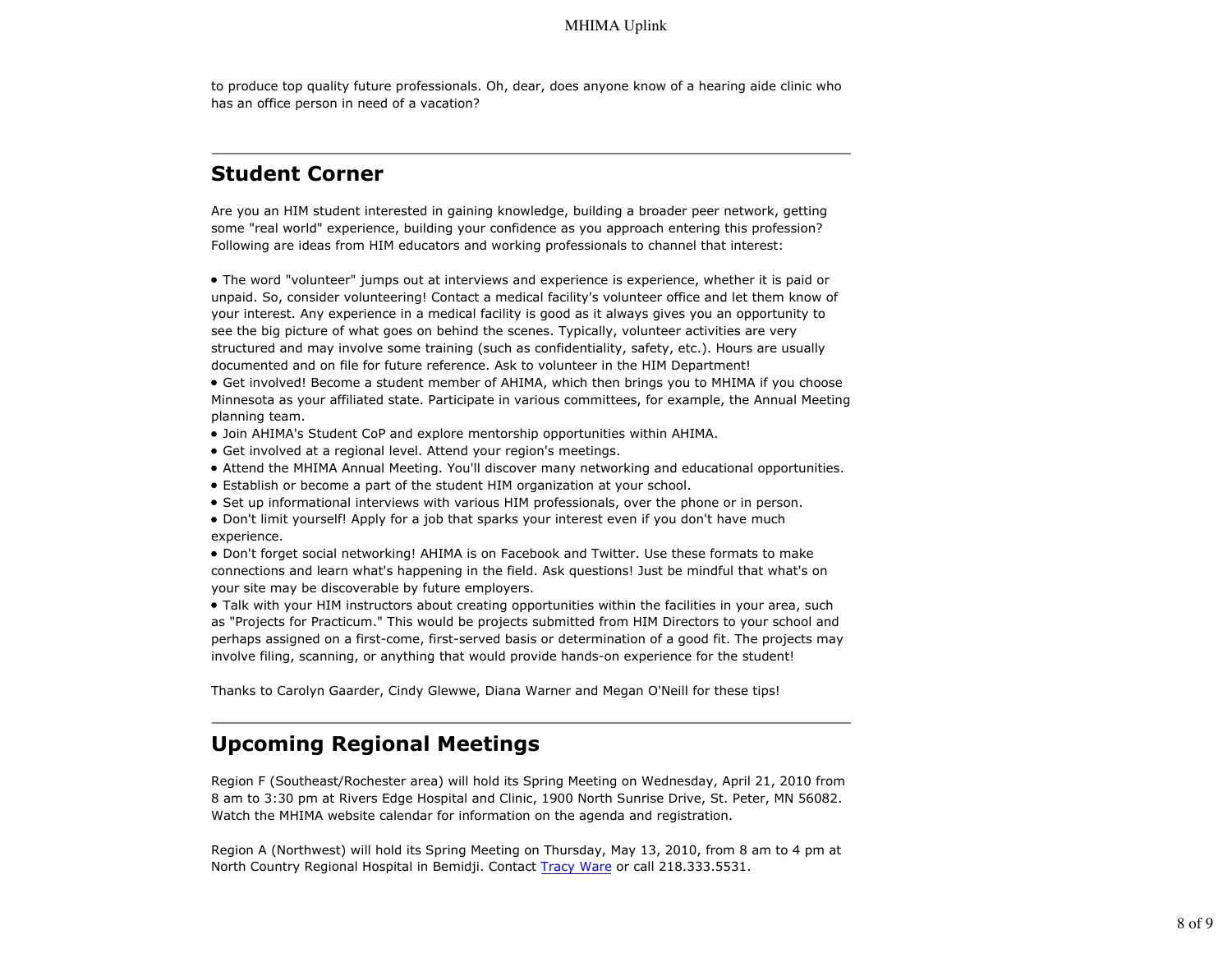to produce top quality future professionals. Oh, dear, does anyone know of a hearing aide clinic who has an office person in need of a vacation?

---

## Student Corner

Are you an HIM student interested in gaining knowledge, building a broader peer network, getting some "real world" experience, building your confidence as you approach entering this profession? Following are ideas from HIM educators and working professionals to channel that interest:

- The word "volunteer" jumps out at interviews and experience is experience, whether it is paid or unpaid. So, consider volunteering! Contact a medical facility's volunteer office and let them know of your interest. Any experience in a medical facility is good as it always gives you an opportunity to see the big picture of what goes on behind the scenes. Typically, volunteer activities are very structured and may involve some training (such as confidentiality, safety, etc.). Hours are usually documented and on file for future reference. Ask to volunteer in the HIM Department!
- Get involved! Become a student member of AHIMA, which then brings you to MHIMA if you choose Minnesota as your affiliated state. Participate in various committees, for example, the Annual Meeting planning team.
- Join AHIMA's Student CoP and explore mentorship opportunities within AHIMA.
- Get involved at a regional level. Attend your region's meetings.
- Attend the MHIMA Annual Meeting. You'll discover many networking and educational opportunities.
- Establish or become a part of the student HIM organization at your school.
- Set up informational interviews with various HIM professionals, over the phone or in person.
- Don't limit yourself! Apply for a job that sparks your interest even if you don't have much experience.
- Don't forget social networking! AHIMA is on Facebook and Twitter. Use these formats to make connections and learn what's happening in the field. Ask questions! Just be mindful that what's on your site may be discoverable by future employers.
- Talk with your HIM instructors about creating opportunities within the facilities in your area, such as "Projects for Practicum." This would be projects submitted from HIM Directors to your school and perhaps assigned on a first-come, first-served basis or determination of a good fit. The projects may involve filing, scanning, or anything that would provide hands-on experience for the student!

Thanks to Carolyn Gaarder, Cindy Glewwe, Diana Warner and Megan O'Neill for these tips!

---

## Upcoming Regional Meetings

Region F (Southeast/Rochester area) will hold its Spring Meeting on Wednesday, April 21, 2010 from 8 am to 3:30 pm at Rivers Edge Hospital and Clinic, 1900 North Sunrise Drive, St. Peter, MN 56082. Watch the MHIMA website calendar for information on the agenda and registration.

Region A (Northwest) will hold its Spring Meeting on Thursday, May 13, 2010, from 8 am to 4 pm at North Country Regional Hospital in Bemidji. Contact Tracy Ware or call 218.333.5531.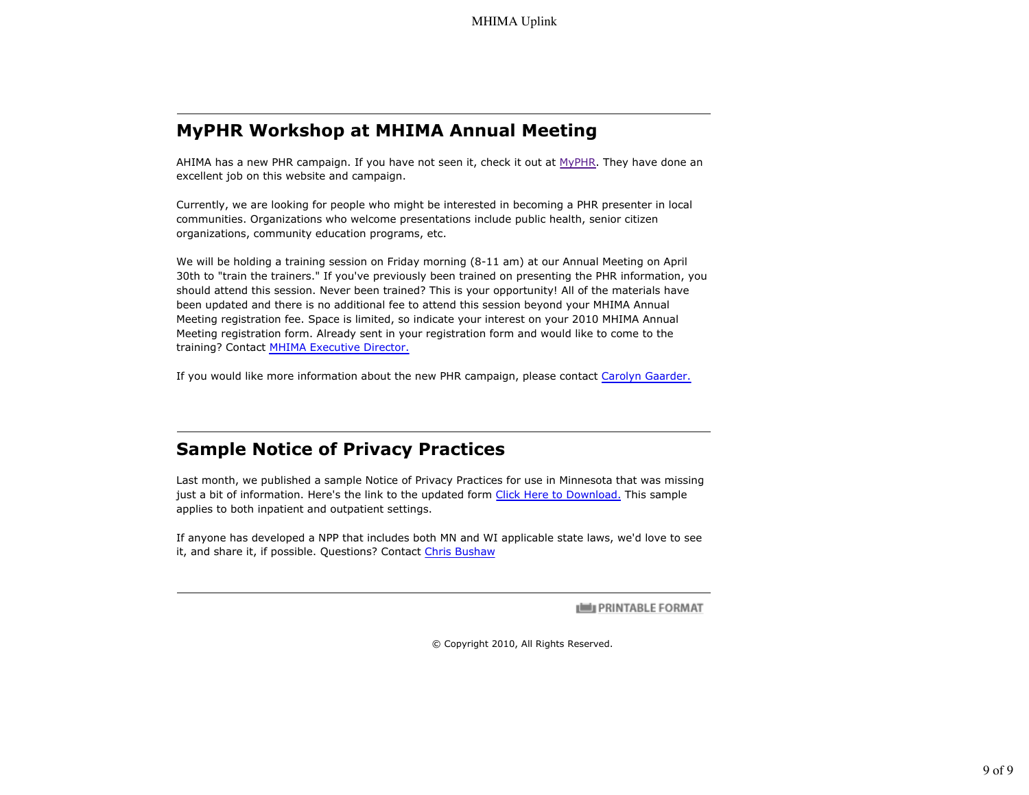## MyPHR Workshop at MHIMA Annual Meeting

AHIMA has a new PHR campaign. If you have not seen it, check it out at MyPHR. They have done an excellent job on this website and campaign.

Currently, we are looking for people who might be interested in becoming a PHR presenter in local communities. Organizations who welcome presentations include public health, senior citizen organizations, community education programs, etc.

We will be holding a training session on Friday morning (8-11 am) at our Annual Meeting on April 30th to "train the trainers." If you've previously been trained on presenting the PHR information, you should attend this session. Never been trained? This is your opportunity! All of the materials have been updated and there is no additional fee to attend this session beyond your MHIMA Annual Meeting registration fee. Space is limited, so indicate your interest on your 2010 MHIMA Annual Meeting registration form. Already sent in your registration form and would like to come to the training? Contact MHIMA Executive Director.

If you would like more information about the new PHR campaign, please contact Carolyn Gaarder.

## Sample Notice of Privacy Practices

Last month, we published a sample Notice of Privacy Practices for use in Minnesota that was missing just a bit of information. Here's the link to the updated form Click Here to Download. This sample applies to both inpatient and outpatient settings.

If anyone has developed a NPP that includes both MN and WI applicable state laws, we'd love to see it, and share it, if possible. Questions? Contact Chris Bushaw

PRINTABLE FORMAT

© Copyright 2010, All Rights Reserved.